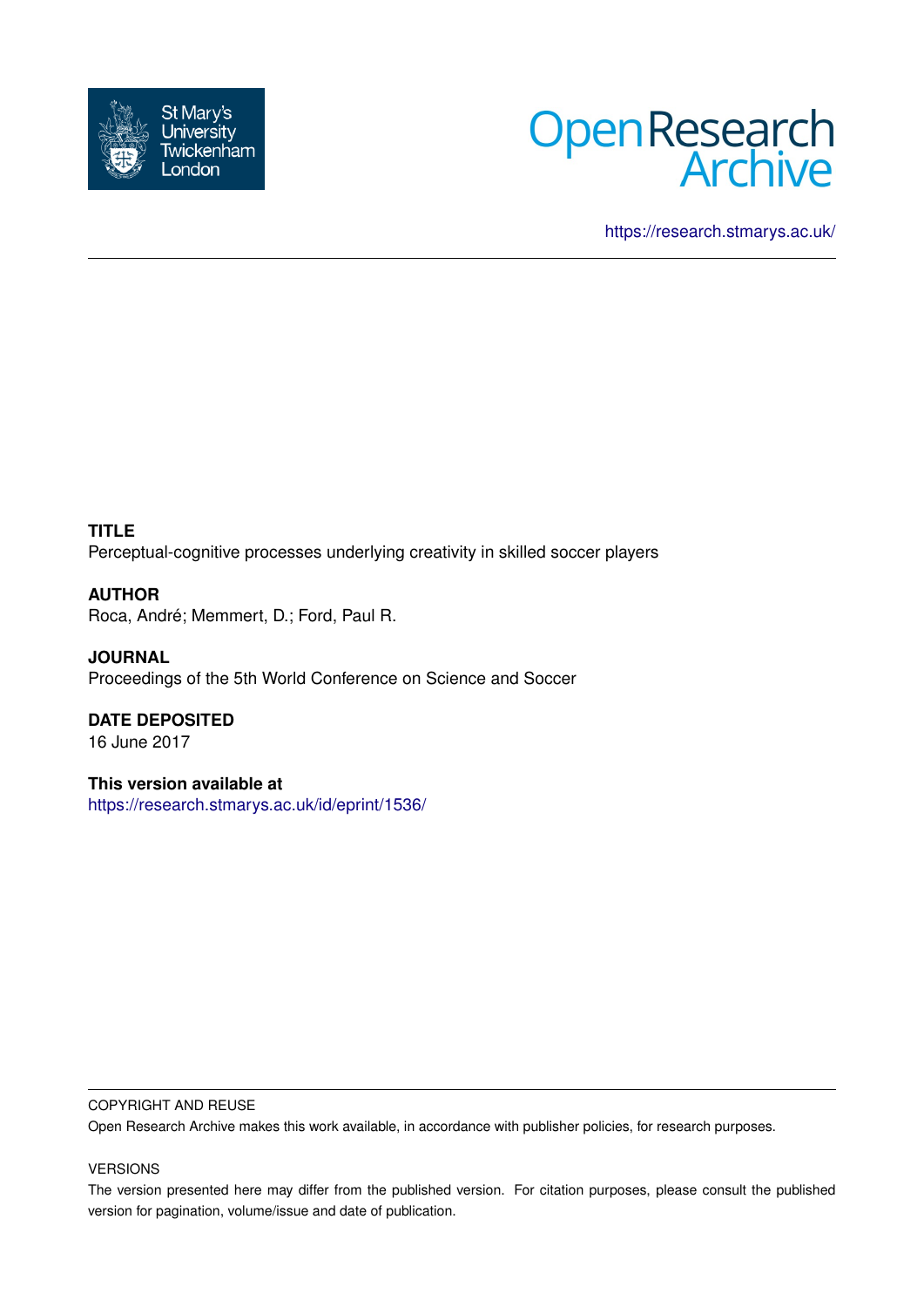https://research.stmarys.ac.uk/

**TITLE**
Perceptual-cognitive processes underlying creativity in skilled soccer players

**AUTHOR**
Roca, André; Memmert, D.; Ford, Paul R.

**JOURNAL**
Proceedings of the 5th World Conference on Science and Soccer

**DATE DEPOSITED**
16 June 2017

**This version available at**
https://research.stmarys.ac.uk/id/eprint/1536/

COPYRIGHT AND REUSE

Open Research Archive makes this work available, in accordance with publisher policies, for research purposes.

VERSIONS

The version presented here may differ from the published version. For citation purposes, please consult the published version for pagination, volume/issue and date of publication.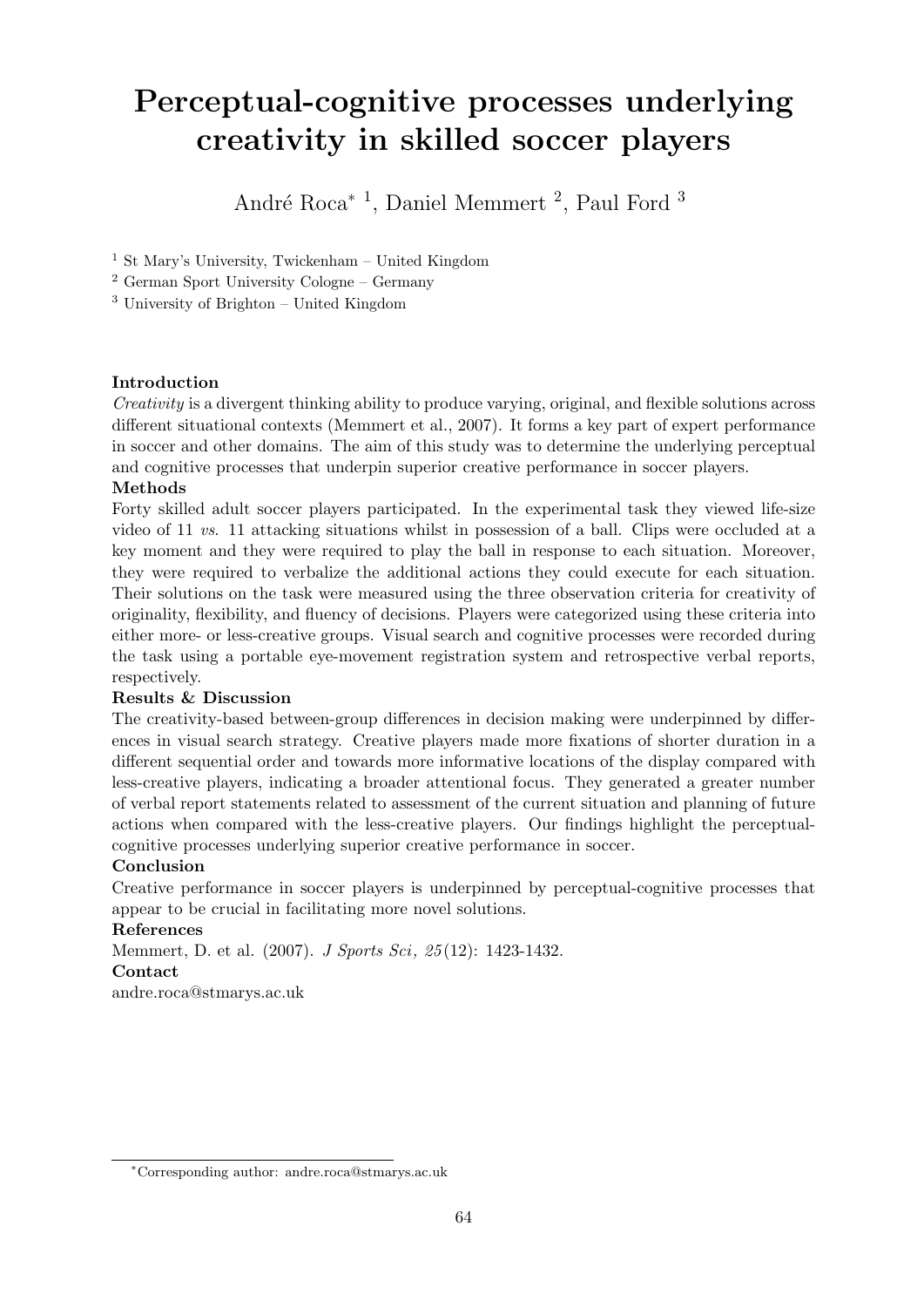# Perceptual-cognitive processes underlying creativity in skilled soccer players

André Roca* [1], Daniel Memmert [2], Paul Ford [3]

[1] St Mary's University, Twickenham – United Kingdom

[2] German Sport University Cologne – Germany

[3] University of Brighton – United Kingdom

**Introduction**

*Creativity* is a divergent thinking ability to produce varying, original, and flexible solutions across different situational contexts (Memmert et al., 2007). It forms a key part of expert performance in soccer and other domains. The aim of this study was to determine the underlying perceptual and cognitive processes that underpin superior creative performance in soccer players.

**Methods**

Forty skilled adult soccer players participated. In the experimental task they viewed life-size video of 11 *vs.* 11 attacking situations whilst in possession of a ball. Clips were occluded at a key moment and they were required to play the ball in response to each situation. Moreover, they were required to verbalize the additional actions they could execute for each situation. Their solutions on the task were measured using the three observation criteria for creativity of originality, flexibility, and fluency of decisions. Players were categorized using these criteria into either more- or less-creative groups. Visual search and cognitive processes were recorded during the task using a portable eye-movement registration system and retrospective verbal reports, respectively.

**Results & Discussion**

The creativity-based between-group differences in decision making were underpinned by differences in visual search strategy. Creative players made more fixations of shorter duration in a different sequential order and towards more informative locations of the display compared with less-creative players, indicating a broader attentional focus. They generated a greater number of verbal report statements related to assessment of the current situation and planning of future actions when compared with the less-creative players. Our findings highlight the perceptual-cognitive processes underlying superior creative performance in soccer.

**Conclusion**

Creative performance in soccer players is underpinned by perceptual-cognitive processes that appear to be crucial in facilitating more novel solutions.

**References**

Memmert, D. et al. (2007). *J Sports Sci, 25*(12): 1423-1432.

**Contact**

andre.roca@stmarys.ac.uk

*Corresponding author: andre.roca@stmarys.ac.uk